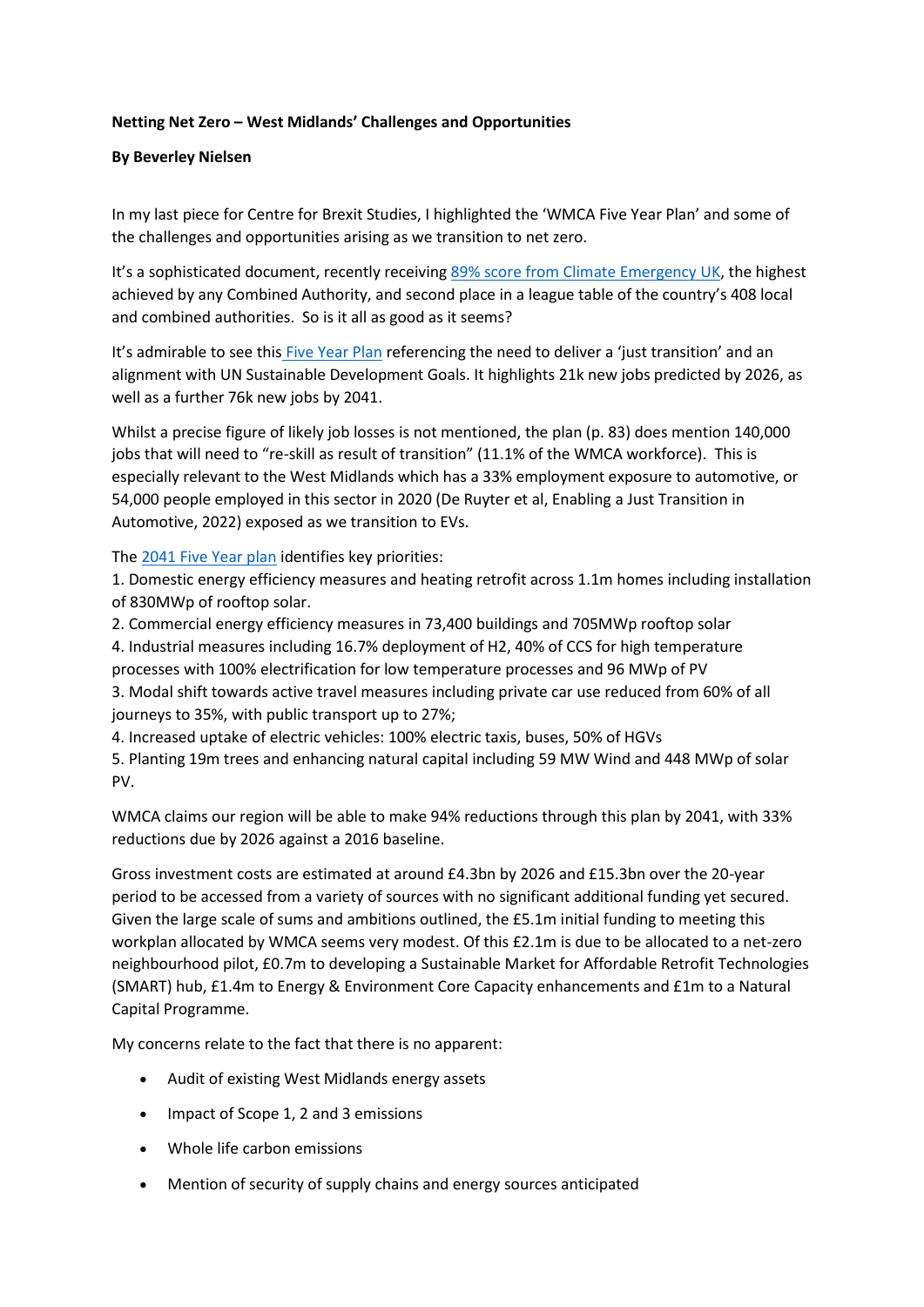**Netting Net Zero – West Midlands' Challenges and Opportunities**

**By Beverley Nielsen**

In my last piece for Centre for Brexit Studies, I highlighted the 'WMCA Five Year Plan' and some of the challenges and opportunities arising as we transition to net zero.

It's a sophisticated document, recently receiving [89% score from Climate Emergency UK](), the highest achieved by any Combined Authority, and second place in a league table of the country's 408 local and combined authorities. So is it all as good as it seems?

It's admirable to see this [Five Year Plan]() referencing the need to deliver a 'just transition' and an alignment with UN Sustainable Development Goals. It highlights 21k new jobs predicted by 2026, as well as a further 76k new jobs by 2041.

Whilst a precise figure of likely job losses is not mentioned, the plan (p. 83) does mention 140,000 jobs that will need to "re-skill as result of transition" (11.1% of the WMCA workforce). This is especially relevant to the West Midlands which has a 33% employment exposure to automotive, or 54,000 people employed in this sector in 2020 (De Ruyter et al, Enabling a Just Transition in Automotive, 2022) exposed as we transition to EVs.

The [2041 Five Year plan]() identifies key priorities:
1. Domestic energy efficiency measures and heating retrofit across 1.1m homes including installation of 830MWp of rooftop solar.
2. Commercial energy efficiency measures in 73,400 buildings and 705MWp rooftop solar
4. Industrial measures including 16.7% deployment of H2, 40% of CCS for high temperature processes with 100% electrification for low temperature processes and 96 MWp of PV
3. Modal shift towards active travel measures including private car use reduced from 60% of all journeys to 35%, with public transport up to 27%;
4. Increased uptake of electric vehicles: 100% electric taxis, buses, 50% of HGVs
5. Planting 19m trees and enhancing natural capital including 59 MW Wind and 448 MWp of solar PV.

WMCA claims our region will be able to make 94% reductions through this plan by 2041, with 33% reductions due by 2026 against a 2016 baseline.

Gross investment costs are estimated at around £4.3bn by 2026 and £15.3bn over the 20-year period to be accessed from a variety of sources with no significant additional funding yet secured. Given the large scale of sums and ambitions outlined, the £5.1m initial funding to meeting this workplan allocated by WMCA seems very modest. Of this £2.1m is due to be allocated to a net-zero neighbourhood pilot, £0.7m to developing a Sustainable Market for Affordable Retrofit Technologies (SMART) hub, £1.4m to Energy & Environment Core Capacity enhancements and £1m to a Natural Capital Programme.

My concerns relate to the fact that there is no apparent:

- Audit of existing West Midlands energy assets
- Impact of Scope 1, 2 and 3 emissions
- Whole life carbon emissions
- Mention of security of supply chains and energy sources anticipated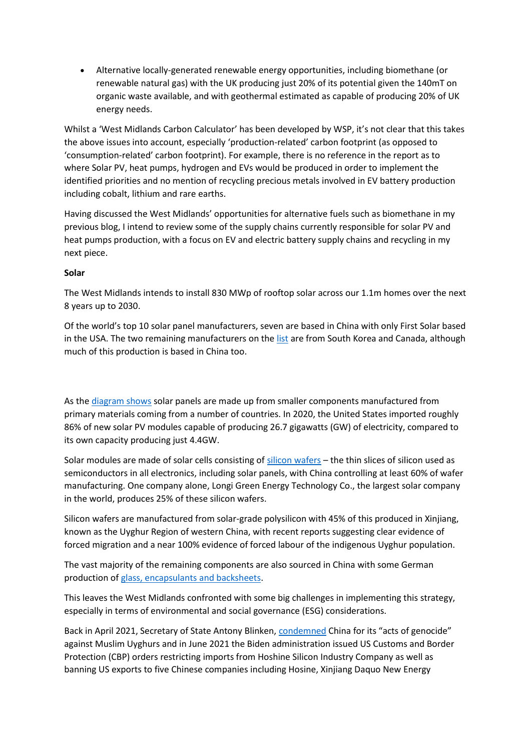- Alternative locally-generated renewable energy opportunities, including biomethane (or renewable natural gas) with the UK producing just 20% of its potential given the 140mT on organic waste available, and with geothermal estimated as capable of producing 20% of UK energy needs.

Whilst a 'West Midlands Carbon Calculator' has been developed by WSP, it's not clear that this takes the above issues into account, especially 'production-related' carbon footprint (as opposed to 'consumption-related' carbon footprint). For example, there is no reference in the report as to where Solar PV, heat pumps, hydrogen and EVs would be produced in order to implement the identified priorities and no mention of recycling precious metals involved in EV battery production including cobalt, lithium and rare earths.

Having discussed the West Midlands' opportunities for alternative fuels such as biomethane in my previous blog, I intend to review some of the supply chains currently responsible for solar PV and heat pumps production, with a focus on EV and electric battery supply chains and recycling in my next piece.

**Solar**

The West Midlands intends to install 830 MWp of rooftop solar across our 1.1m homes over the next 8 years up to 2030.

Of the world's top 10 solar panel manufacturers, seven are based in China with only First Solar based in the USA. The two remaining manufacturers on the list are from South Korea and Canada, although much of this production is based in China too.

As the diagram shows solar panels are made up from smaller components manufactured from primary materials coming from a number of countries. In 2020, the United States imported roughly 86% of new solar PV modules capable of producing 26.7 gigawatts (GW) of electricity, compared to its own capacity producing just 4.4GW.

Solar modules are made of solar cells consisting of silicon wafers – the thin slices of silicon used as semiconductors in all electronics, including solar panels, with China controlling at least 60% of wafer manufacturing. One company alone, Longi Green Energy Technology Co., the largest solar company in the world, produces 25% of these silicon wafers.

Silicon wafers are manufactured from solar-grade polysilicon with 45% of this produced in Xinjiang, known as the Uyghur Region of western China, with recent reports suggesting clear evidence of forced migration and a near 100% evidence of forced labour of the indigenous Uyghur population.

The vast majority of the remaining components are also sourced in China with some German production of glass, encapsulants and backsheets.

This leaves the West Midlands confronted with some big challenges in implementing this strategy, especially in terms of environmental and social governance (ESG) considerations.

Back in April 2021, Secretary of State Antony Blinken, condemned China for its "acts of genocide" against Muslim Uyghurs and in June 2021 the Biden administration issued US Customs and Border Protection (CBP) orders restricting imports from Hoshine Silicon Industry Company as well as banning US exports to five Chinese companies including Hosine, Xinjiang Daquo New Energy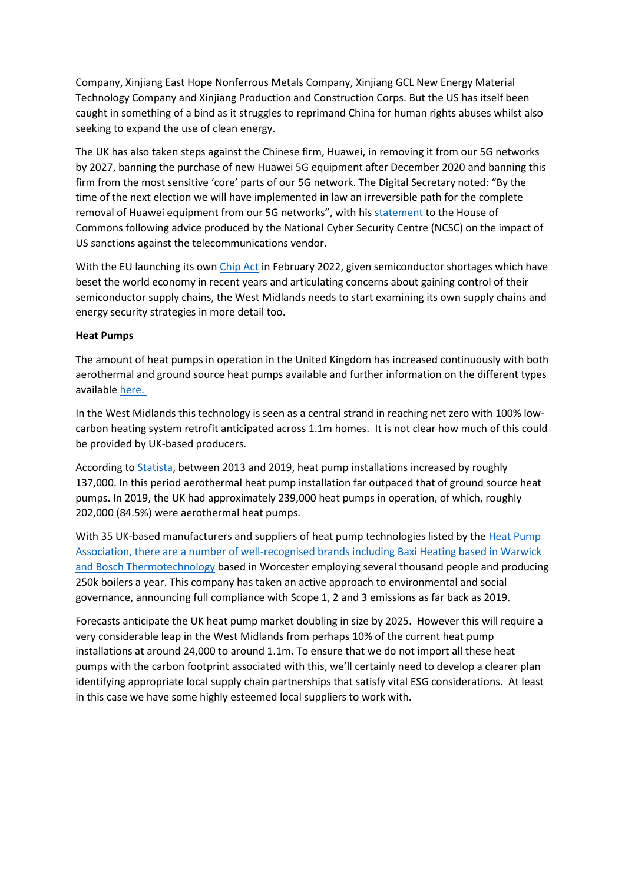Company, Xinjiang East Hope Nonferrous Metals Company, Xinjiang GCL New Energy Material Technology Company and Xinjiang Production and Construction Corps. But the US has itself been caught in something of a bind as it struggles to reprimand China for human rights abuses whilst also seeking to expand the use of clean energy.

The UK has also taken steps against the Chinese firm, Huawei, in removing it from our 5G networks by 2027, banning the purchase of new Huawei 5G equipment after December 2020 and banning this firm from the most sensitive 'core' parts of our 5G network. The Digital Secretary noted: "By the time of the next election we will have implemented in law an irreversible path for the complete removal of Huawei equipment from our 5G networks", with his statement to the House of Commons following advice produced by the National Cyber Security Centre (NCSC) on the impact of US sanctions against the telecommunications vendor.

With the EU launching its own Chip Act in February 2022, given semiconductor shortages which have beset the world economy in recent years and articulating concerns about gaining control of their semiconductor supply chains, the West Midlands needs to start examining its own supply chains and energy security strategies in more detail too.

**Heat Pumps**

The amount of heat pumps in operation in the United Kingdom has increased continuously with both aerothermal and ground source heat pumps available and further information on the different types available here.

In the West Midlands this technology is seen as a central strand in reaching net zero with 100% low-carbon heating system retrofit anticipated across 1.1m homes. It is not clear how much of this could be provided by UK-based producers.

According to Statista, between 2013 and 2019, heat pump installations increased by roughly 137,000. In this period aerothermal heat pump installation far outpaced that of ground source heat pumps. In 2019, the UK had approximately 239,000 heat pumps in operation, of which, roughly 202,000 (84.5%) were aerothermal heat pumps.

With 35 UK-based manufacturers and suppliers of heat pump technologies listed by the Heat Pump Association, there are a number of well-recognised brands including Baxi Heating based in Warwick and Bosch Thermotechnology based in Worcester employing several thousand people and producing 250k boilers a year. This company has taken an active approach to environmental and social governance, announcing full compliance with Scope 1, 2 and 3 emissions as far back as 2019.

Forecasts anticipate the UK heat pump market doubling in size by 2025. However this will require a very considerable leap in the West Midlands from perhaps 10% of the current heat pump installations at around 24,000 to around 1.1m. To ensure that we do not import all these heat pumps with the carbon footprint associated with this, we'll certainly need to develop a clearer plan identifying appropriate local supply chain partnerships that satisfy vital ESG considerations. At least in this case we have some highly esteemed local suppliers to work with.